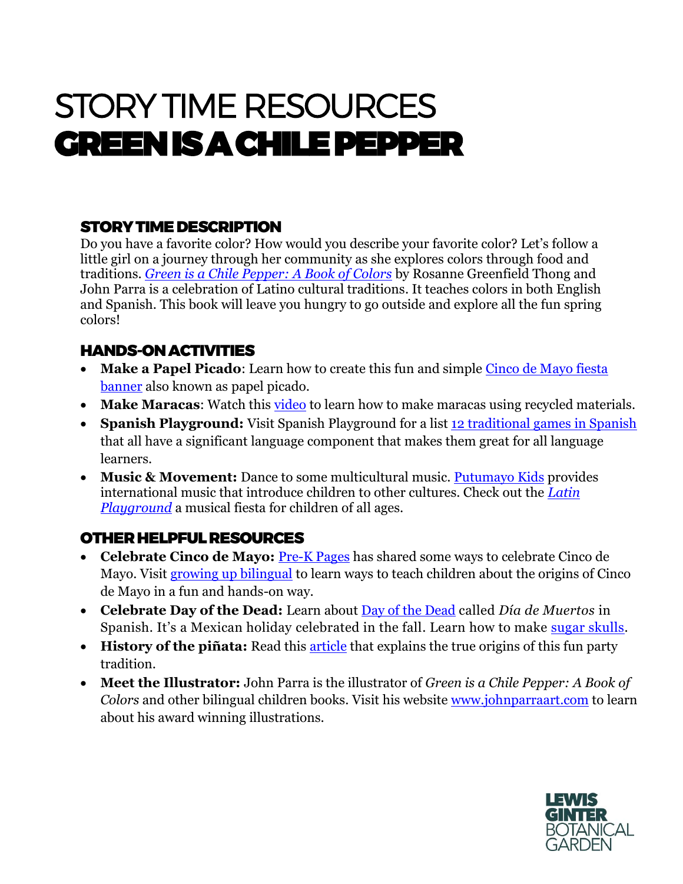# STORY TIME RESOURCES
# GREEN IS A CHILE PEPPER

## STORY TIME DESCRIPTION

Do you have a favorite color? How would you describe your favorite color? Let's follow a little girl on a journey through her community as she explores colors through food and traditions. *Green is a Chile Pepper: A Book of Colors* by Rosanne Greenfield Thong and John Parra is a celebration of Latino cultural traditions. It teaches colors in both English and Spanish. This book will leave you hungry to go outside and explore all the fun spring colors!

## HANDS-ON ACTIVITIES

- **Make a Papel Picado**: Learn how to create this fun and simple Cinco de Mayo fiesta banner also known as papel picado.
- **Make Maracas**: Watch this video to learn how to make maracas using recycled materials.
- **Spanish Playground:** Visit Spanish Playground for a list 12 traditional games in Spanish that all have a significant language component that makes them great for all language learners.
- **Music & Movement:** Dance to some multicultural music. Putumayo Kids provides international music that introduce children to other cultures. Check out the *Latin Playground* a musical fiesta for children of all ages.

## OTHER HELPFUL RESOURCES

- **Celebrate Cinco de Mayo:** Pre-K Pages has shared some ways to celebrate Cinco de Mayo. Visit growing up bilingual to learn ways to teach children about the origins of Cinco de Mayo in a fun and hands-on way.
- **Celebrate Day of the Dead:** Learn about Day of the Dead called *Día de Muertos* in Spanish. It's a Mexican holiday celebrated in the fall. Learn how to make sugar skulls.
- **History of the piñata:** Read this article that explains the true origins of this fun party tradition.
- **Meet the Illustrator:** John Parra is the illustrator of *Green is a Chile Pepper: A Book of Colors* and other bilingual children books. Visit his website www.johnparraart.com to learn about his award winning illustrations.

LEWIS GINTER BOTANICAL GARDEN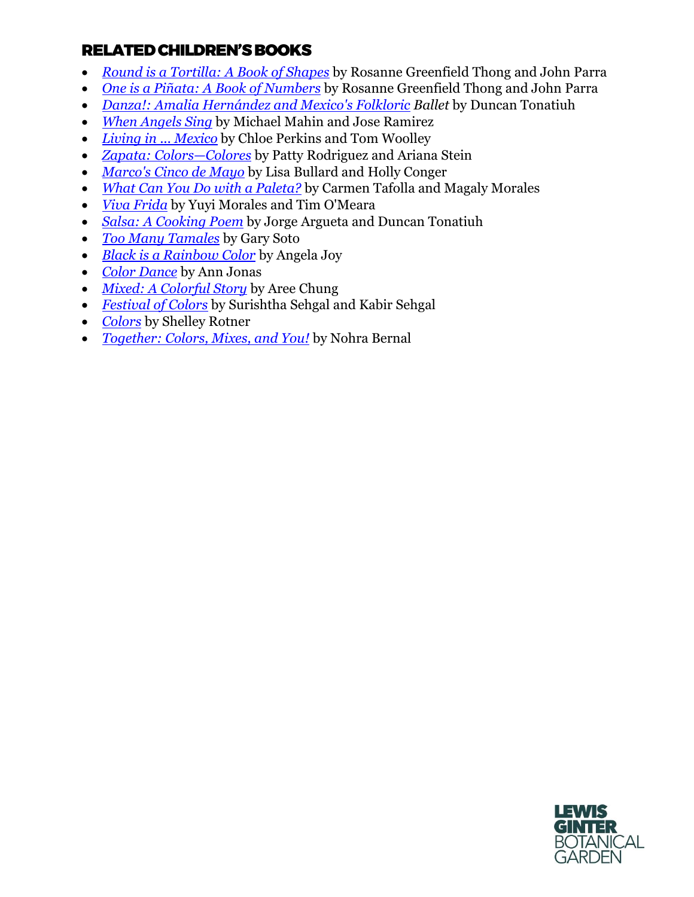## RELATED CHILDREN'S BOOKS

- *Round is a Tortilla: A Book of Shapes* by Rosanne Greenfield Thong and John Parra
- *One is a Piñata: A Book of Numbers* by Rosanne Greenfield Thong and John Parra
- *Danza!: Amalia Hernández and Mexico's Folkloric Ballet* by Duncan Tonatiuh
- *When Angels Sing* by Michael Mahin and Jose Ramirez
- *Living in ... Mexico* by Chloe Perkins and Tom Woolley
- *Zapata: Colors—Colores* by Patty Rodriguez and Ariana Stein
- *Marco's Cinco de Mayo* by Lisa Bullard and Holly Conger
- *What Can You Do with a Paleta?* by Carmen Tafolla and Magaly Morales
- *Viva Frida* by Yuyi Morales and Tim O'Meara
- *Salsa: A Cooking Poem* by Jorge Argueta and Duncan Tonatiuh
- *Too Many Tamales* by Gary Soto
- *Black is a Rainbow Color* by Angela Joy
- *Color Dance* by Ann Jonas
- *Mixed: A Colorful Story* by Aree Chung
- *Festival of Colors* by Surishtha Sehgal and Kabir Sehgal
- *Colors* by Shelley Rotner
- *Together: Colors, Mixes, and You!* by Nohra Bernal

LEWIS GINTER BOTANICAL GARDEN